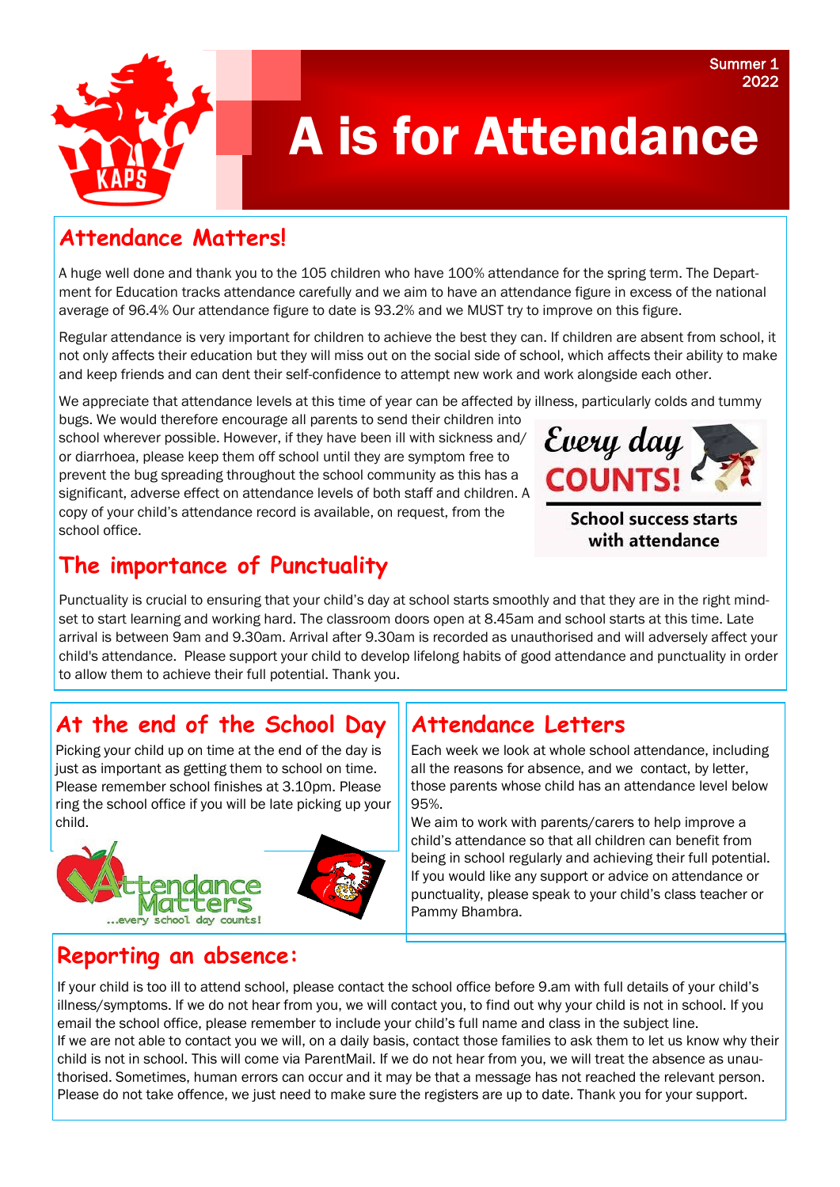Summer 1 2022

# A is for Attendance

## Attendance Matters!

A huge well done and thank you to the 105 children who have 100% attendance for the spring term. The Department for Education tracks attendance carefully and we aim to have an attendance figure in excess of the national average of 96.4% Our attendance figure to date is 93.2% and we MUST try to improve on this figure.

Regular attendance is very important for children to achieve the best they can. If children are absent from school, it not only affects their education but they will miss out on the social side of school, which affects their ability to make and keep friends and can dent their self-confidence to attempt new work and work alongside each other.

We appreciate that attendance levels at this time of year can be affected by illness, particularly colds and tummy bugs. We would therefore encourage all parents to send their children into school wherever possible. However, if they have been ill with sickness and/or diarrhoea, please keep them off school until they are symptom free to prevent the bug spreading throughout the school community as this has a significant, adverse effect on attendance levels of both staff and children. A copy of your child's attendance record is available, on request, from the school office.

Every day COUNTS! School success starts with attendance

## The importance of Punctuality

Punctuality is crucial to ensuring that your child's day at school starts smoothly and that they are in the right mindset to start learning and working hard. The classroom doors open at 8.45am and school starts at this time. Late arrival is between 9am and 9.30am. Arrival after 9.30am is recorded as unauthorised and will adversely affect your child's attendance. Please support your child to develop lifelong habits of good attendance and punctuality in order to allow them to achieve their full potential. Thank you.

## At the end of the School Day

Picking your child up on time at the end of the day is just as important as getting them to school on time. Please remember school finishes at 3.10pm. Please ring the school office if you will be late picking up your child.

Attendance Matters ...every school day counts!

## Attendance Letters

Each week we look at whole school attendance, including all the reasons for absence, and we contact, by letter, those parents whose child has an attendance level below 95%.

We aim to work with parents/carers to help improve a child's attendance so that all children can benefit from being in school regularly and achieving their full potential. If you would like any support or advice on attendance or punctuality, please speak to your child's class teacher or Pammy Bhambra.

## Reporting an absence:

If your child is too ill to attend school, please contact the school office before 9.am with full details of your child's illness/symptoms. If we do not hear from you, we will contact you, to find out why your child is not in school. If you email the school office, please remember to include your child's full name and class in the subject line.

If we are not able to contact you we will, on a daily basis, contact those families to ask them to let us know why their child is not in school. This will come via ParentMail. If we do not hear from you, we will treat the absence as unauthorised. Sometimes, human errors can occur and it may be that a message has not reached the relevant person. Please do not take offence, we just need to make sure the registers are up to date. Thank you for your support.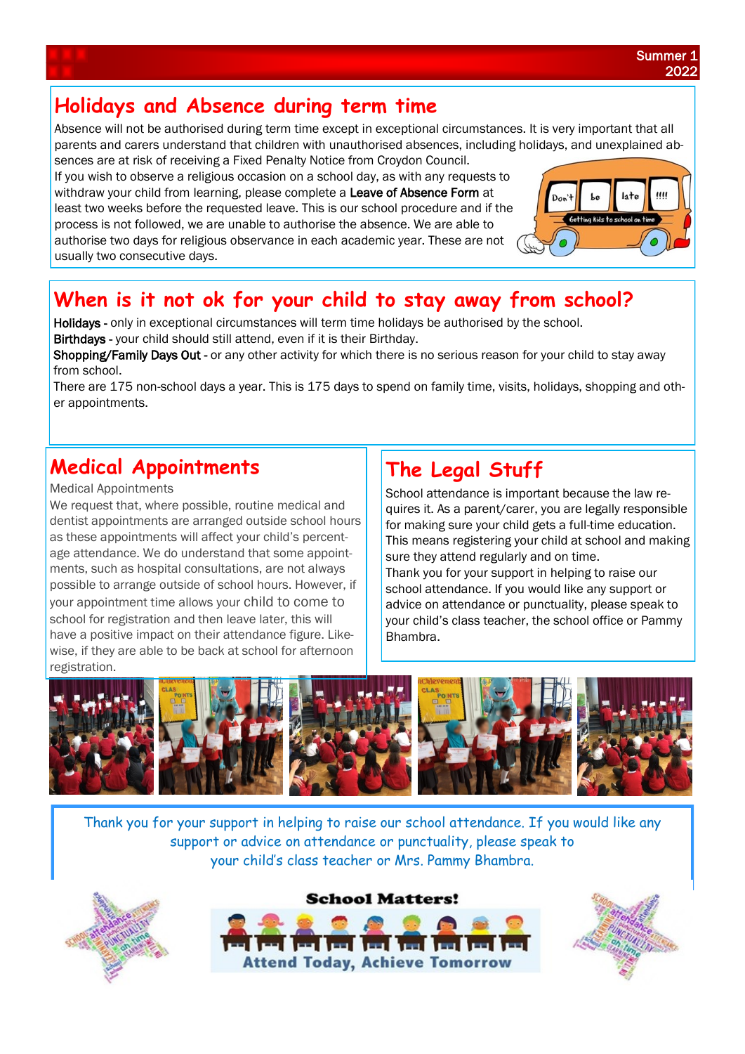## Holidays and Absence during term time

Absence will not be authorised during term time except in exceptional circumstances. It is very important that all parents and carers understand that children with unauthorised absences, including holidays, and unexplained absences are at risk of receiving a Fixed Penalty Notice from Croydon Council.

If you wish to observe a religious occasion on a school day, as with any requests to withdraw your child from learning, please complete a **Leave of Absence Form** at least two weeks before the requested leave. This is our school procedure and if the process is not followed, we are unable to authorise the absence. We are able to authorise two days for religious observance in each academic year. These are not usually two consecutive days.

## When is it not ok for your child to stay away from school?

**Holidays** - only in exceptional circumstances will term time holidays be authorised by the school.

**Birthdays** - your child should still attend, even if it is their Birthday.

**Shopping/Family Days Out** - or any other activity for which there is no serious reason for your child to stay away from school.

There are 175 non-school days a year. This is 175 days to spend on family time, visits, holidays, shopping and other appointments.

## Medical Appointments

Medical Appointments

We request that, where possible, routine medical and dentist appointments are arranged outside school hours as these appointments will affect your child's percentage attendance. We do understand that some appointments, such as hospital consultations, are not always possible to arrange outside of school hours. However, if your appointment time allows your child to come to school for registration and then leave later, this will have a positive impact on their attendance figure. Likewise, if they are able to be back at school for afternoon registration.

## The Legal Stuff

School attendance is important because the law requires it. As a parent/carer, you are legally responsible for making sure your child gets a full-time education. This means registering your child at school and making sure they attend regularly and on time.

Thank you for your support in helping to raise our school attendance. If you would like any support or advice on attendance or punctuality, please speak to your child's class teacher, the school office or Pammy Bhambra.

Thank you for your support in helping to raise our school attendance. If you would like any support or advice on attendance or punctuality, please speak to your child's class teacher or Mrs. Pammy Bhambra.

**School Matters!**

**Attend Today, Achieve Tomorrow**